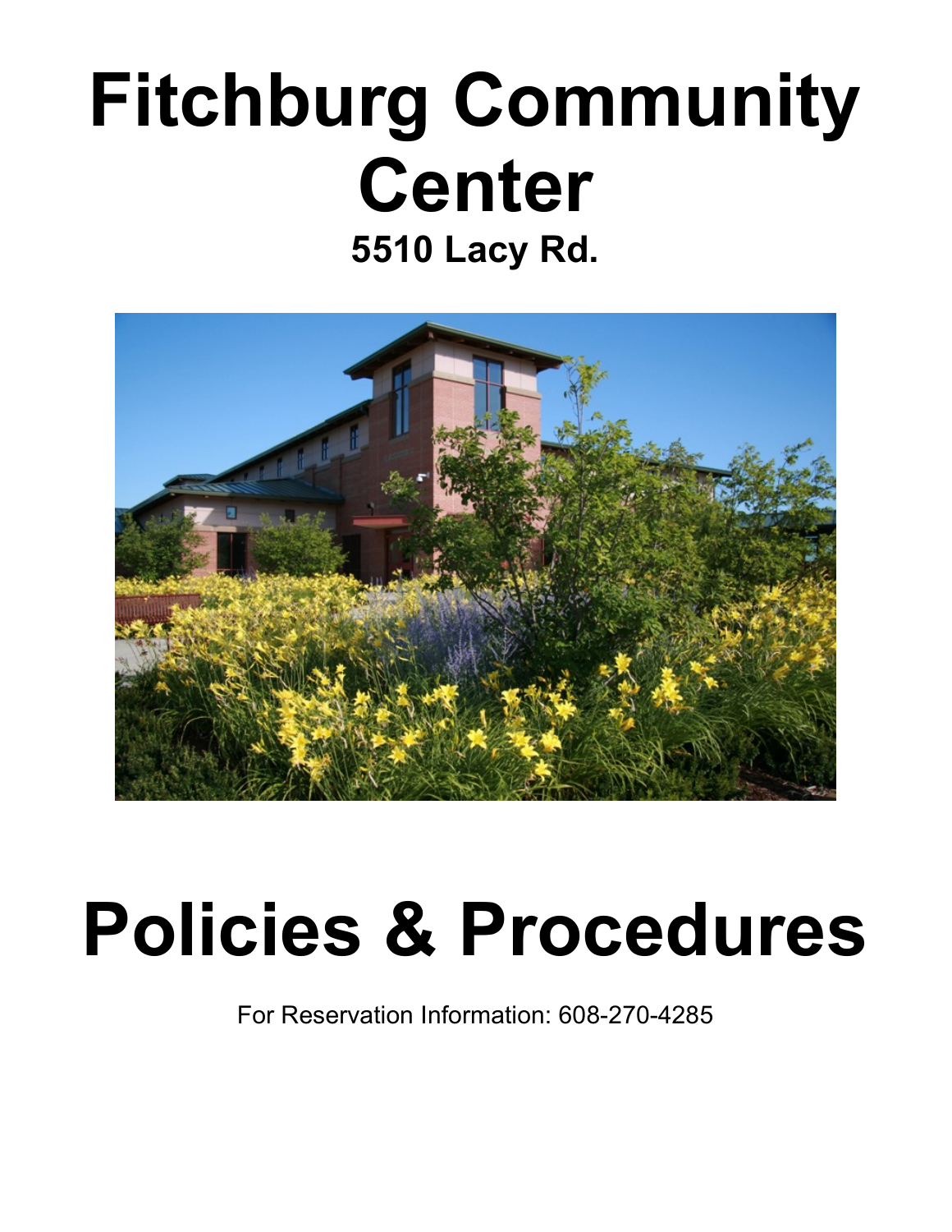# Fitchburg Community Center

## 5510 Lacy Rd.

# Policies & Procedures

For Reservation Information: 608-270-4285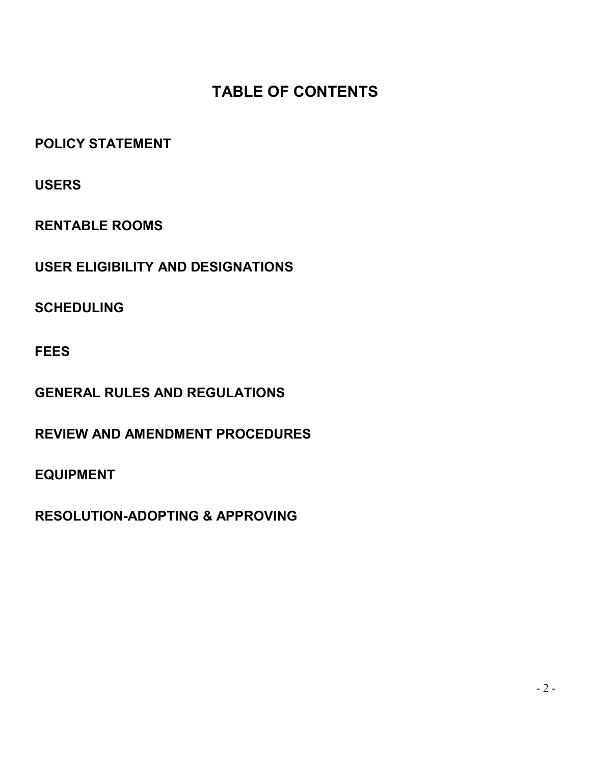# TABLE OF CONTENTS

**POLICY STATEMENT**

**USERS**

**RENTABLE ROOMS**

**USER ELIGIBILITY AND DESIGNATIONS**

**SCHEDULING**

**FEES**

**GENERAL RULES AND REGULATIONS**

**REVIEW AND AMENDMENT PROCEDURES**

**EQUIPMENT**

**RESOLUTION-ADOPTING & APPROVING**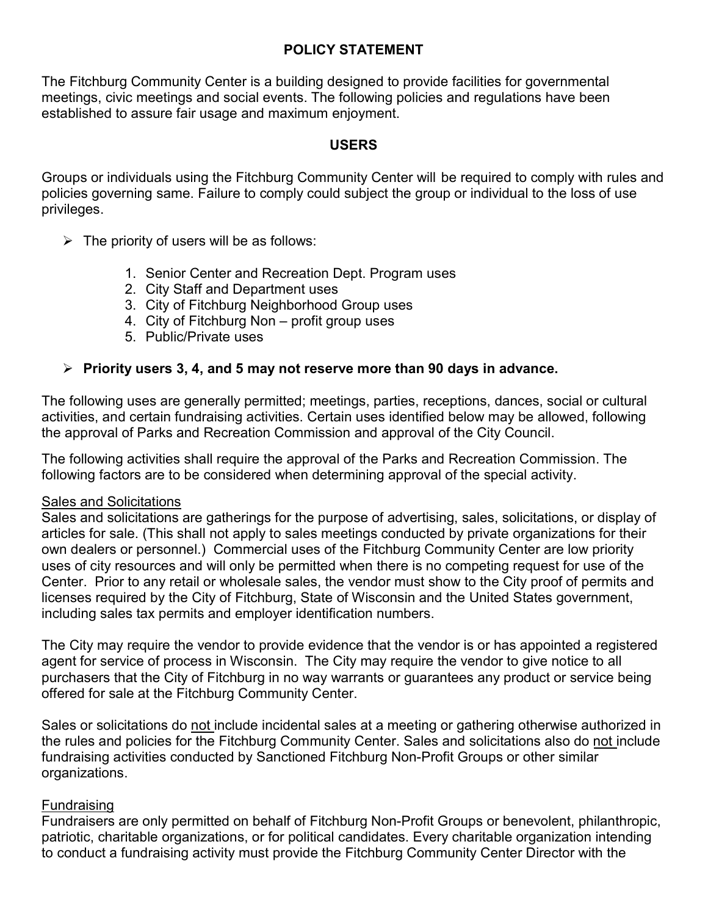## POLICY STATEMENT

The Fitchburg Community Center is a building designed to provide facilities for governmental meetings, civic meetings and social events. The following policies and regulations have been established to assure fair usage and maximum enjoyment.

## USERS

Groups or individuals using the Fitchburg Community Center will be required to comply with rules and policies governing same. Failure to comply could subject the group or individual to the loss of use privileges.

- The priority of users will be as follows:

  1. Senior Center and Recreation Dept. Program uses
  2. City Staff and Department uses
  3. City of Fitchburg Neighborhood Group uses
  4. City of Fitchburg Non – profit group uses
  5. Public/Private uses

- **Priority users 3, 4, and 5 may not reserve more than 90 days in advance.**

The following uses are generally permitted; meetings, parties, receptions, dances, social or cultural activities, and certain fundraising activities. Certain uses identified below may be allowed, following the approval of Parks and Recreation Commission and approval of the City Council.

The following activities shall require the approval of the Parks and Recreation Commission. The following factors are to be considered when determining approval of the special activity.

<u>Sales and Solicitations</u>
Sales and solicitations are gatherings for the purpose of advertising, sales, solicitations, or display of articles for sale. (This shall not apply to sales meetings conducted by private organizations for their own dealers or personnel.) Commercial uses of the Fitchburg Community Center are low priority uses of city resources and will only be permitted when there is no competing request for use of the Center. Prior to any retail or wholesale sales, the vendor must show to the City proof of permits and licenses required by the City of Fitchburg, State of Wisconsin and the United States government, including sales tax permits and employer identification numbers.

The City may require the vendor to provide evidence that the vendor is or has appointed a registered agent for service of process in Wisconsin. The City may require the vendor to give notice to all purchasers that the City of Fitchburg in no way warrants or guarantees any product or service being offered for sale at the Fitchburg Community Center.

Sales or solicitations do <u>not</u> include incidental sales at a meeting or gathering otherwise authorized in the rules and policies for the Fitchburg Community Center. Sales and solicitations also do <u>not</u> include fundraising activities conducted by Sanctioned Fitchburg Non-Profit Groups or other similar organizations.

<u>Fundraising</u>
Fundraisers are only permitted on behalf of Fitchburg Non-Profit Groups or benevolent, philanthropic, patriotic, charitable organizations, or for political candidates. Every charitable organization intending to conduct a fundraising activity must provide the Fitchburg Community Center Director with the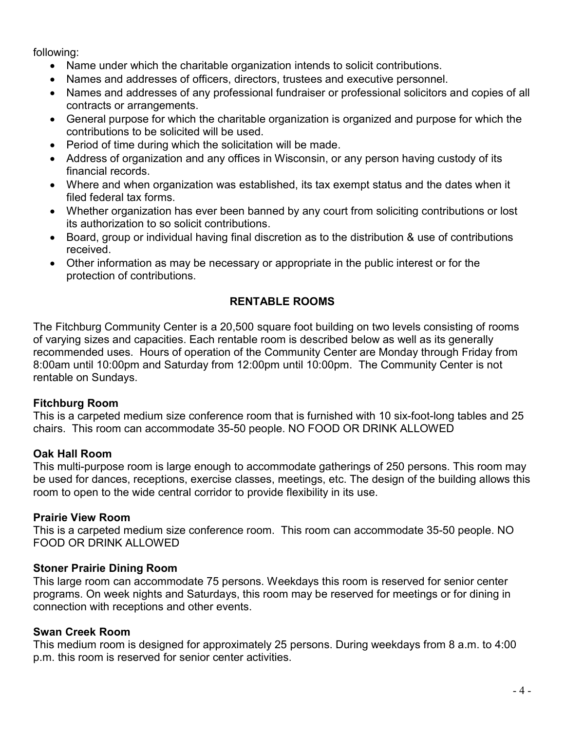following:

- Name under which the charitable organization intends to solicit contributions.
- Names and addresses of officers, directors, trustees and executive personnel.
- Names and addresses of any professional fundraiser or professional solicitors and copies of all contracts or arrangements.
- General purpose for which the charitable organization is organized and purpose for which the contributions to be solicited will be used.
- Period of time during which the solicitation will be made.
- Address of organization and any offices in Wisconsin, or any person having custody of its financial records.
- Where and when organization was established, its tax exempt status and the dates when it filed federal tax forms.
- Whether organization has ever been banned by any court from soliciting contributions or lost its authorization to so solicit contributions.
- Board, group or individual having final discretion as to the distribution & use of contributions received.
- Other information as may be necessary or appropriate in the public interest or for the protection of contributions.

## RENTABLE ROOMS

The Fitchburg Community Center is a 20,500 square foot building on two levels consisting of rooms of varying sizes and capacities. Each rentable room is described below as well as its generally recommended uses. Hours of operation of the Community Center are Monday through Friday from 8:00am until 10:00pm and Saturday from 12:00pm until 10:00pm. The Community Center is not rentable on Sundays.

**Fitchburg Room**
This is a carpeted medium size conference room that is furnished with 10 six-foot-long tables and 25 chairs. This room can accommodate 35-50 people. NO FOOD OR DRINK ALLOWED

**Oak Hall Room**
This multi-purpose room is large enough to accommodate gatherings of 250 persons. This room may be used for dances, receptions, exercise classes, meetings, etc. The design of the building allows this room to open to the wide central corridor to provide flexibility in its use.

**Prairie View Room**
This is a carpeted medium size conference room. This room can accommodate 35-50 people. NO FOOD OR DRINK ALLOWED

**Stoner Prairie Dining Room**
This large room can accommodate 75 persons. Weekdays this room is reserved for senior center programs. On week nights and Saturdays, this room may be reserved for meetings or for dining in connection with receptions and other events.

**Swan Creek Room**
This medium room is designed for approximately 25 persons. During weekdays from 8 a.m. to 4:00 p.m. this room is reserved for senior center activities.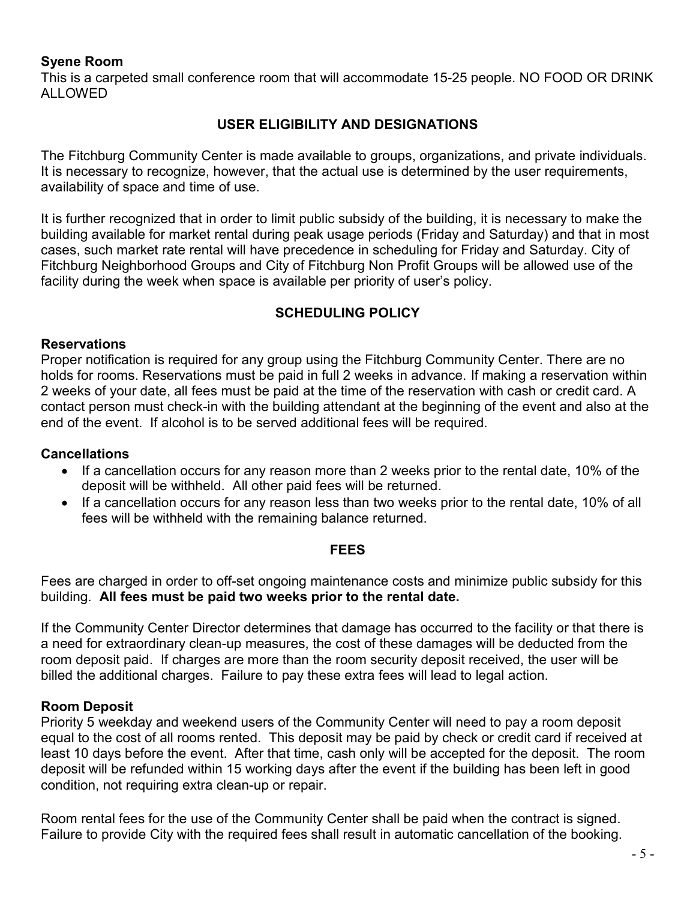**Syene Room**
This is a carpeted small conference room that will accommodate 15-25 people. NO FOOD OR DRINK ALLOWED

## USER ELIGIBILITY AND DESIGNATIONS

The Fitchburg Community Center is made available to groups, organizations, and private individuals. It is necessary to recognize, however, that the actual use is determined by the user requirements, availability of space and time of use.

It is further recognized that in order to limit public subsidy of the building, it is necessary to make the building available for market rental during peak usage periods (Friday and Saturday) and that in most cases, such market rate rental will have precedence in scheduling for Friday and Saturday. City of Fitchburg Neighborhood Groups and City of Fitchburg Non Profit Groups will be allowed use of the facility during the week when space is available per priority of user's policy.

## SCHEDULING POLICY

### Reservations

Proper notification is required for any group using the Fitchburg Community Center. There are no holds for rooms. Reservations must be paid in full 2 weeks in advance. If making a reservation within 2 weeks of your date, all fees must be paid at the time of the reservation with cash or credit card. A contact person must check-in with the building attendant at the beginning of the event and also at the end of the event. If alcohol is to be served additional fees will be required.

### Cancellations

- If a cancellation occurs for any reason more than 2 weeks prior to the rental date, 10% of the deposit will be withheld. All other paid fees will be returned.
- If a cancellation occurs for any reason less than two weeks prior to the rental date, 10% of all fees will be withheld with the remaining balance returned.

## FEES

Fees are charged in order to off-set ongoing maintenance costs and minimize public subsidy for this building. **All fees must be paid two weeks prior to the rental date.**

If the Community Center Director determines that damage has occurred to the facility or that there is a need for extraordinary clean-up measures, the cost of these damages will be deducted from the room deposit paid. If charges are more than the room security deposit received, the user will be billed the additional charges. Failure to pay these extra fees will lead to legal action.

### Room Deposit

Priority 5 weekday and weekend users of the Community Center will need to pay a room deposit equal to the cost of all rooms rented. This deposit may be paid by check or credit card if received at least 10 days before the event. After that time, cash only will be accepted for the deposit. The room deposit will be refunded within 15 working days after the event if the building has been left in good condition, not requiring extra clean-up or repair.

Room rental fees for the use of the Community Center shall be paid when the contract is signed. Failure to provide City with the required fees shall result in automatic cancellation of the booking.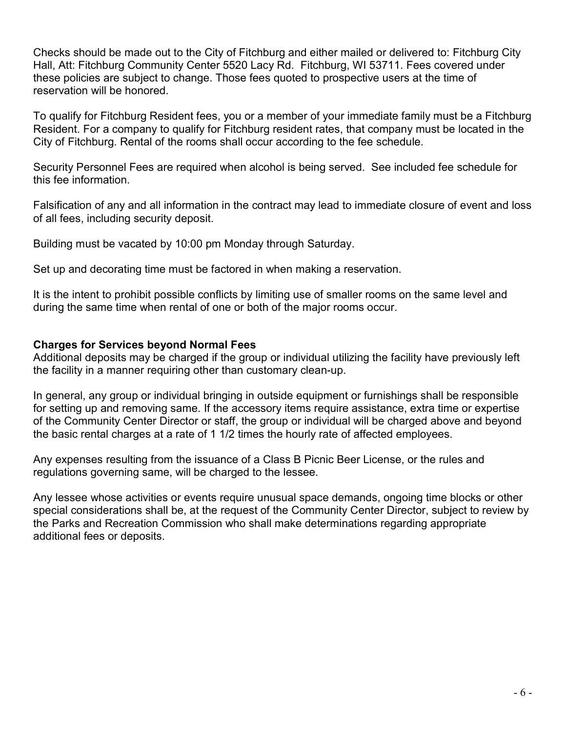Checks should be made out to the City of Fitchburg and either mailed or delivered to: Fitchburg City Hall, Att: Fitchburg Community Center 5520 Lacy Rd. Fitchburg, WI 53711. Fees covered under these policies are subject to change. Those fees quoted to prospective users at the time of reservation will be honored.

To qualify for Fitchburg Resident fees, you or a member of your immediate family must be a Fitchburg Resident. For a company to qualify for Fitchburg resident rates, that company must be located in the City of Fitchburg. Rental of the rooms shall occur according to the fee schedule.

Security Personnel Fees are required when alcohol is being served. See included fee schedule for this fee information.

Falsification of any and all information in the contract may lead to immediate closure of event and loss of all fees, including security deposit.

Building must be vacated by 10:00 pm Monday through Saturday.

Set up and decorating time must be factored in when making a reservation.

It is the intent to prohibit possible conflicts by limiting use of smaller rooms on the same level and during the same time when rental of one or both of the major rooms occur.

**Charges for Services beyond Normal Fees**

Additional deposits may be charged if the group or individual utilizing the facility have previously left the facility in a manner requiring other than customary clean-up.

In general, any group or individual bringing in outside equipment or furnishings shall be responsible for setting up and removing same. If the accessory items require assistance, extra time or expertise of the Community Center Director or staff, the group or individual will be charged above and beyond the basic rental charges at a rate of 1 1/2 times the hourly rate of affected employees.

Any expenses resulting from the issuance of a Class B Picnic Beer License, or the rules and regulations governing same, will be charged to the lessee.

Any lessee whose activities or events require unusual space demands, ongoing time blocks or other special considerations shall be, at the request of the Community Center Director, subject to review by the Parks and Recreation Commission who shall make determinations regarding appropriate additional fees or deposits.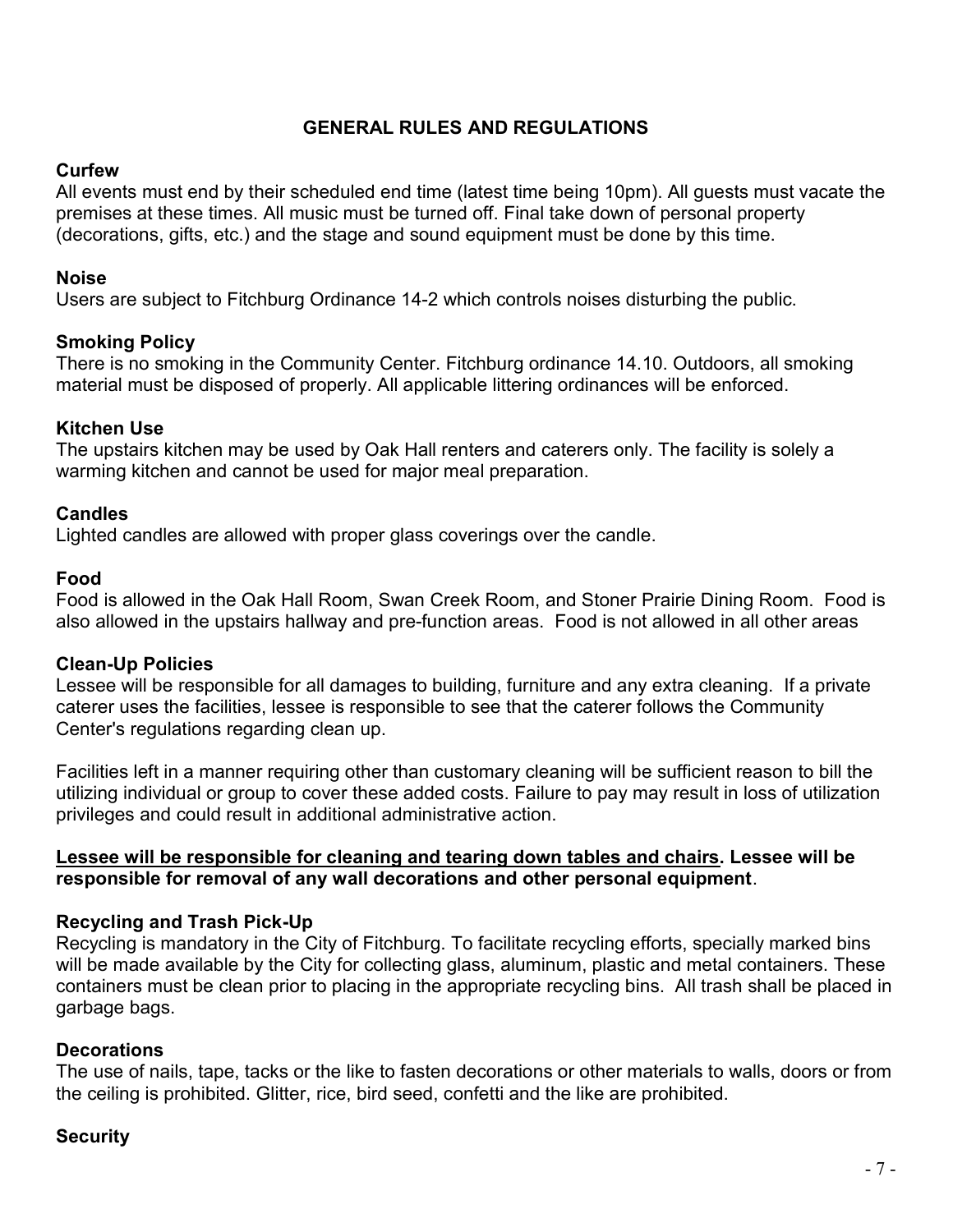## GENERAL RULES AND REGULATIONS

**Curfew**
All events must end by their scheduled end time (latest time being 10pm). All guests must vacate the premises at these times. All music must be turned off. Final take down of personal property (decorations, gifts, etc.) and the stage and sound equipment must be done by this time.

**Noise**
Users are subject to Fitchburg Ordinance 14-2 which controls noises disturbing the public.

**Smoking Policy**
There is no smoking in the Community Center. Fitchburg ordinance 14.10. Outdoors, all smoking material must be disposed of properly. All applicable littering ordinances will be enforced.

**Kitchen Use**
The upstairs kitchen may be used by Oak Hall renters and caterers only. The facility is solely a warming kitchen and cannot be used for major meal preparation.

**Candles**
Lighted candles are allowed with proper glass coverings over the candle.

**Food**
Food is allowed in the Oak Hall Room, Swan Creek Room, and Stoner Prairie Dining Room. Food is also allowed in the upstairs hallway and pre-function areas. Food is not allowed in all other areas

**Clean-Up Policies**
Lessee will be responsible for all damages to building, furniture and any extra cleaning. If a private caterer uses the facilities, lessee is responsible to see that the caterer follows the Community Center's regulations regarding clean up.

Facilities left in a manner requiring other than customary cleaning will be sufficient reason to bill the utilizing individual or group to cover these added costs. Failure to pay may result in loss of utilization privileges and could result in additional administrative action.

**<u>Lessee will be responsible for cleaning and tearing down tables and chairs</u>. Lessee will be responsible for removal of any wall decorations and other personal equipment**.

**Recycling and Trash Pick-Up**
Recycling is mandatory in the City of Fitchburg. To facilitate recycling efforts, specially marked bins will be made available by the City for collecting glass, aluminum, plastic and metal containers. These containers must be clean prior to placing in the appropriate recycling bins. All trash shall be placed in garbage bags.

**Decorations**
The use of nails, tape, tacks or the like to fasten decorations or other materials to walls, doors or from the ceiling is prohibited. Glitter, rice, bird seed, confetti and the like are prohibited.

**Security**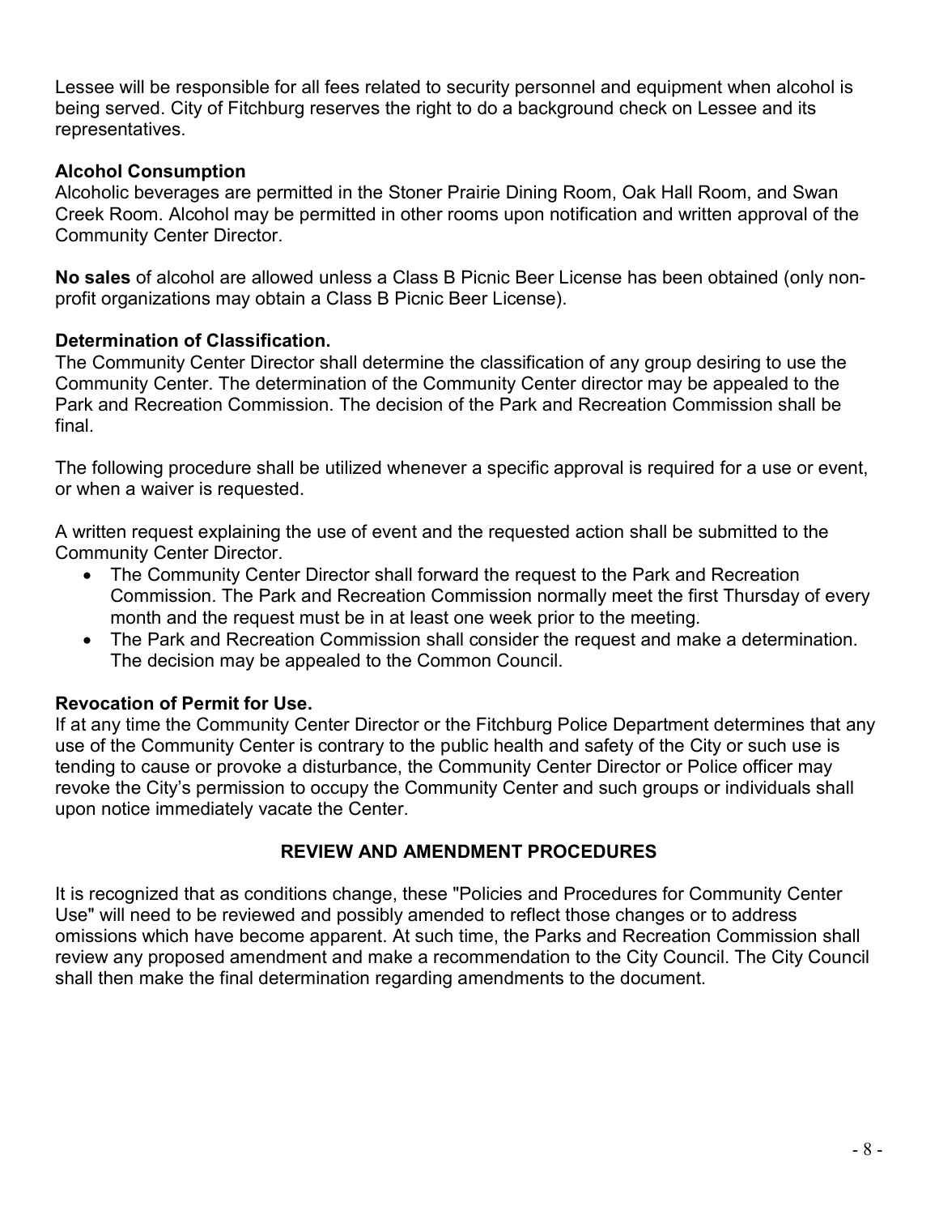Lessee will be responsible for all fees related to security personnel and equipment when alcohol is being served. City of Fitchburg reserves the right to do a background check on Lessee and its representatives.

**Alcohol Consumption**

Alcoholic beverages are permitted in the Stoner Prairie Dining Room, Oak Hall Room, and Swan Creek Room. Alcohol may be permitted in other rooms upon notification and written approval of the Community Center Director.

**No sales** of alcohol are allowed unless a Class B Picnic Beer License has been obtained (only non-profit organizations may obtain a Class B Picnic Beer License).

**Determination of Classification.**

The Community Center Director shall determine the classification of any group desiring to use the Community Center. The determination of the Community Center director may be appealed to the Park and Recreation Commission. The decision of the Park and Recreation Commission shall be final.

The following procedure shall be utilized whenever a specific approval is required for a use or event, or when a waiver is requested.

A written request explaining the use of event and the requested action shall be submitted to the Community Center Director.

- The Community Center Director shall forward the request to the Park and Recreation Commission. The Park and Recreation Commission normally meet the first Thursday of every month and the request must be in at least one week prior to the meeting.
- The Park and Recreation Commission shall consider the request and make a determination. The decision may be appealed to the Common Council.

**Revocation of Permit for Use.**

If at any time the Community Center Director or the Fitchburg Police Department determines that any use of the Community Center is contrary to the public health and safety of the City or such use is tending to cause or provoke a disturbance, the Community Center Director or Police officer may revoke the City's permission to occupy the Community Center and such groups or individuals shall upon notice immediately vacate the Center.

## REVIEW AND AMENDMENT PROCEDURES

It is recognized that as conditions change, these "Policies and Procedures for Community Center Use" will need to be reviewed and possibly amended to reflect those changes or to address omissions which have become apparent. At such time, the Parks and Recreation Commission shall review any proposed amendment and make a recommendation to the City Council. The City Council shall then make the final determination regarding amendments to the document.